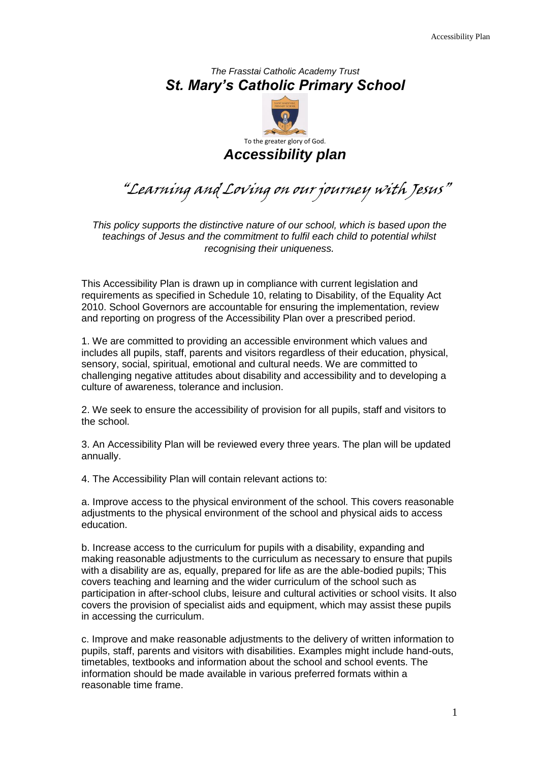*The Frasstai Catholic Academy Trust*

# *St. Mary's Catholic Primary School*

To the greater glory of God.

## *Accessibility plan*

*"Learning and Loving on our journey with Jesus"*

*This policy supports the distinctive nature of our school, which is based upon the teachings of Jesus and the commitment to fulfil each child to potential whilst recognising their uniqueness.*

This Accessibility Plan is drawn up in compliance with current legislation and requirements as specified in Schedule 10, relating to Disability, of the Equality Act 2010. School Governors are accountable for ensuring the implementation, review and reporting on progress of the Accessibility Plan over a prescribed period.

1. We are committed to providing an accessible environment which values and includes all pupils, staff, parents and visitors regardless of their education, physical, sensory, social, spiritual, emotional and cultural needs. We are committed to challenging negative attitudes about disability and accessibility and to developing a culture of awareness, tolerance and inclusion.

2. We seek to ensure the accessibility of provision for all pupils, staff and visitors to the school.

3. An Accessibility Plan will be reviewed every three years. The plan will be updated annually.

4. The Accessibility Plan will contain relevant actions to:

a. Improve access to the physical environment of the school. This covers reasonable adjustments to the physical environment of the school and physical aids to access education.

b. Increase access to the curriculum for pupils with a disability, expanding and making reasonable adjustments to the curriculum as necessary to ensure that pupils with a disability are as, equally, prepared for life as are the able-bodied pupils; This covers teaching and learning and the wider curriculum of the school such as participation in after-school clubs, leisure and cultural activities or school visits. It also covers the provision of specialist aids and equipment, which may assist these pupils in accessing the curriculum.

c. Improve and make reasonable adjustments to the delivery of written information to pupils, staff, parents and visitors with disabilities. Examples might include hand-outs, timetables, textbooks and information about the school and school events. The information should be made available in various preferred formats within a reasonable time frame.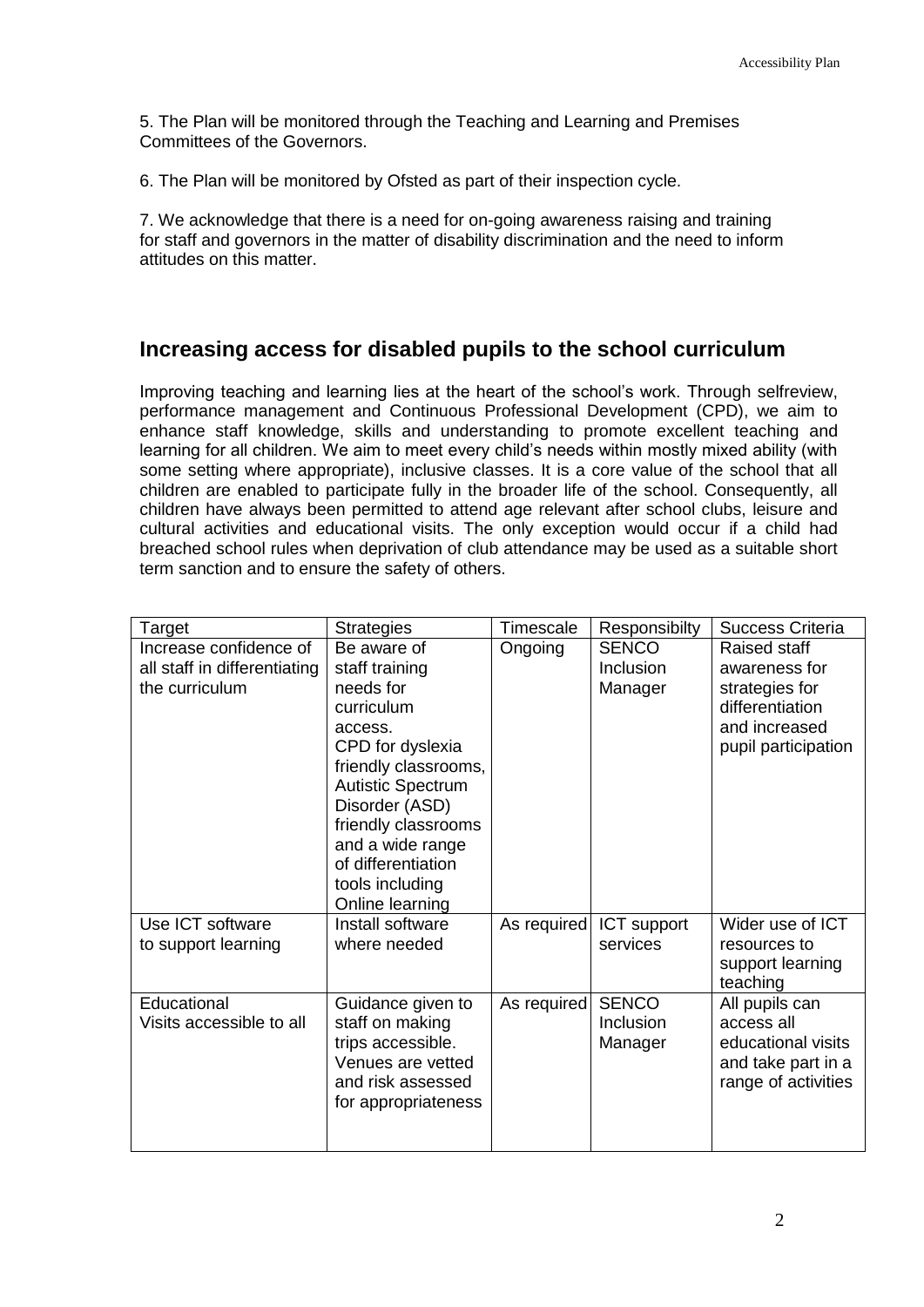5. The Plan will be monitored through the Teaching and Learning and Premises Committees of the Governors.

6. The Plan will be monitored by Ofsted as part of their inspection cycle.

7. We acknowledge that there is a need for on-going awareness raising and training for staff and governors in the matter of disability discrimination and the need to inform attitudes on this matter.

## Increasing access for disabled pupils to the school curriculum

Improving teaching and learning lies at the heart of the school's work. Through selfreview, performance management and Continuous Professional Development (CPD), we aim to enhance staff knowledge, skills and understanding to promote excellent teaching and learning for all children. We aim to meet every child's needs within mostly mixed ability (with some setting where appropriate), inclusive classes. It is a core value of the school that all children are enabled to participate fully in the broader life of the school. Consequently, all children have always been permitted to attend age relevant after school clubs, leisure and cultural activities and educational visits. The only exception would occur if a child had breached school rules when deprivation of club attendance may be used as a suitable short term sanction and to ensure the safety of others.

| Target | Strategies | Timescale | Responsibilty | Success Criteria |
|---|---|---|---|---|
| Increase confidence of all staff in differentiating the curriculum | Be aware of staff training needs for curriculum access. CPD for dyslexia friendly classrooms, Autistic Spectrum Disorder (ASD) friendly classrooms and a wide range of differentiation tools including Online learning | Ongoing | SENCO Inclusion Manager | Raised staff awareness for strategies for differentiation and increased pupil participation |
| Use ICT software to support learning | Install software where needed | As required | ICT support services | Wider use of ICT resources to support learning teaching |
| Educational Visits accessible to all | Guidance given to staff on making trips accessible. Venues are vetted and risk assessed for appropriateness | As required | SENCO Inclusion Manager | All pupils can access all educational visits and take part in a range of activities |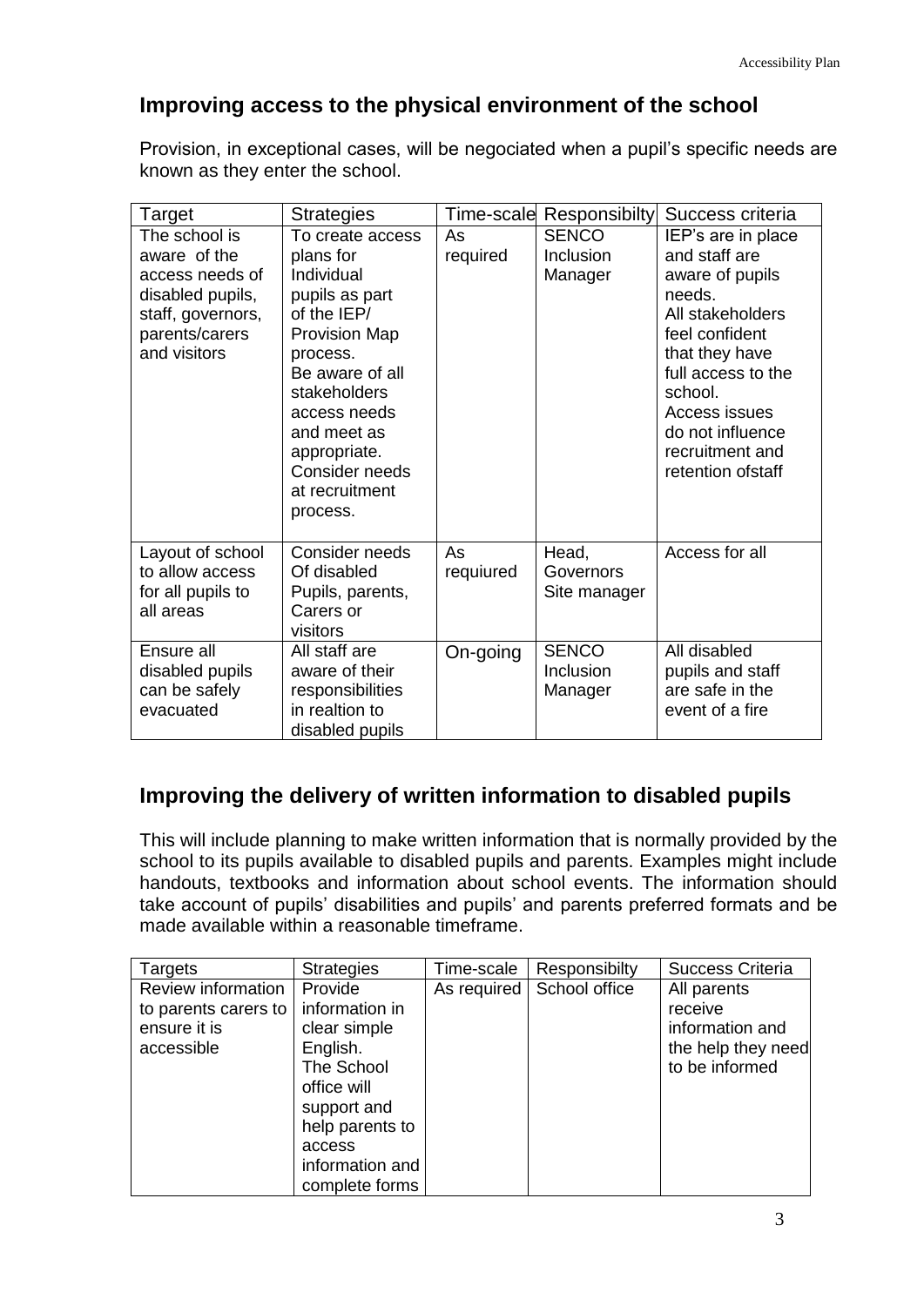## Improving access to the physical environment of the school

Provision, in exceptional cases, will be negociated when a pupil's specific needs are known as they enter the school.

| Target | Strategies | Time-scale | Responsibilty | Success criteria |
|---|---|---|---|---|
| The school is aware of the access needs of disabled pupils, staff, governors, parents/carers and visitors | To create access plans for Individual pupils as part of the IEP/ Provision Map process. Be aware of all stakeholders access needs and meet as appropriate. Consider needs at recruitment process. | As required | SENCO Inclusion Manager | IEP's are in place and staff are aware of pupils needs. All stakeholders feel confident that they have full access to the school. Access issues do not influence recruitment and retention ofstaff |
| Layout of school to allow access for all pupils to all areas | Consider needs Of disabled Pupils, parents, Carers or visitors | As requiured | Head, Governors Site manager | Access for all |
| Ensure all disabled pupils can be safely evacuated | All staff are aware of their responsibilities in realtion to disabled pupils | On-going | SENCO Inclusion Manager | All disabled pupils and staff are safe in the event of a fire |

## Improving the delivery of written information to disabled pupils

This will include planning to make written information that is normally provided by the school to its pupils available to disabled pupils and parents. Examples might include handouts, textbooks and information about school events. The information should take account of pupils' disabilities and pupils' and parents preferred formats and be made available within a reasonable timeframe.

| Targets | Strategies | Time-scale | Responsibilty | Success Criteria |
|---|---|---|---|---|
| Review information to parents carers to ensure it is accessible | Provide information in clear simple English. The School office will support and help parents to access information and complete forms | As required | School office | All parents receive information and the help they need to be informed |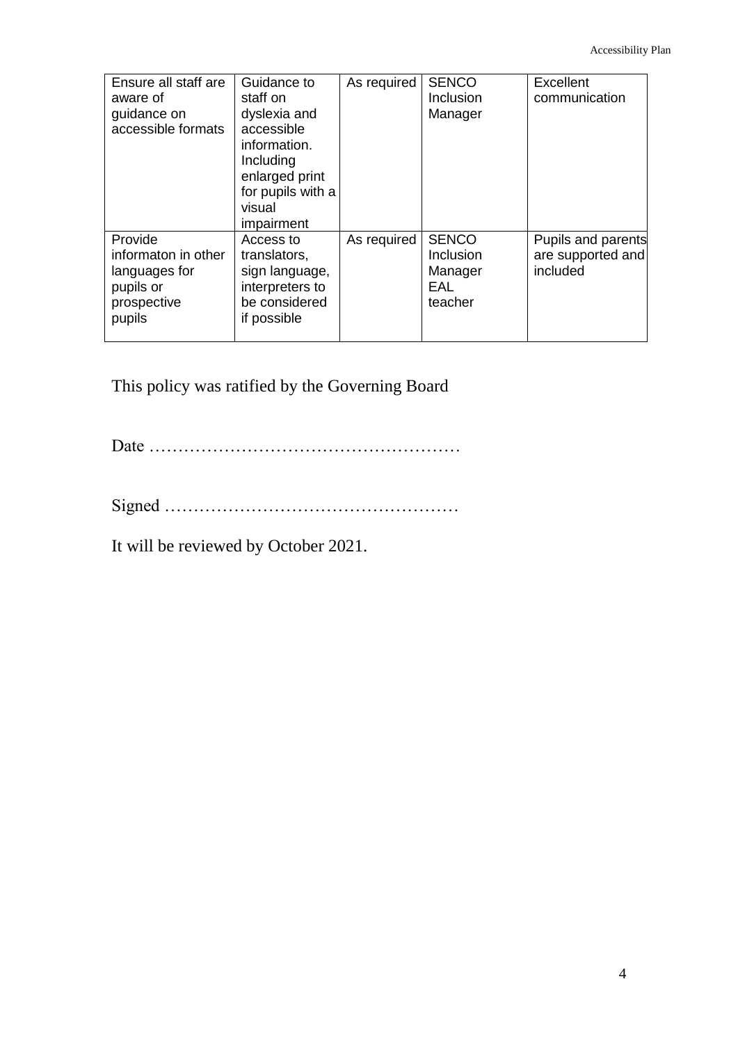| | | | | |
|---|---|---|---|---|
| Ensure all staff are aware of guidance on accessible formats | Guidance to staff on dyslexia and accessible information. Including enlarged print for pupils with a visual impairment | As required | SENCO Inclusion Manager | Excellent communication |
| Provide informaton in other languages for pupils or prospective pupils | Access to translators, sign language, interpreters to be considered if possible | As required | SENCO Inclusion Manager EAL teacher | Pupils and parents are supported and included |

This policy was ratified by the Governing Board

Date ………………………………………………

Signed ……………………………………………

It will be reviewed by October 2021.